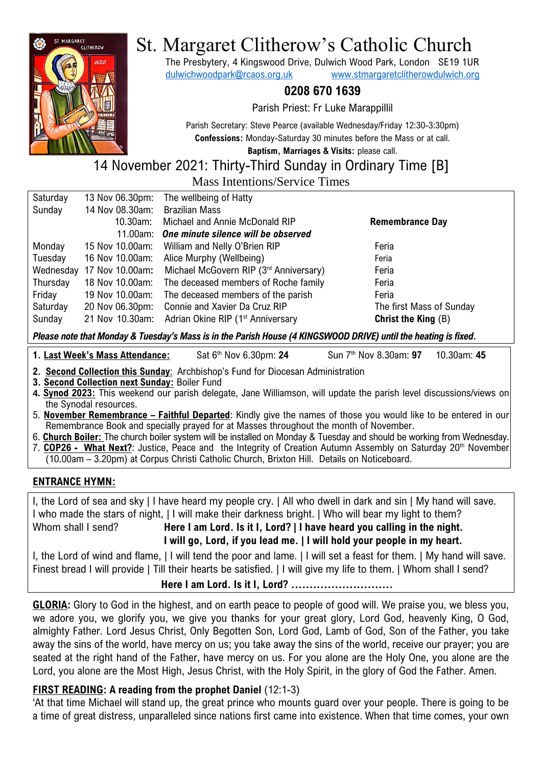# St. Margaret Clitherow's Catholic Church

The Presbytery, 4 Kingswood Drive, Dulwich Wood Park, London SE19 1UR
dulwichwoodpark@rcaos.org.uk www.stmargaretclitherowdulwich.org

**0208 670 1639**

Parish Priest: Fr Luke Marappillil

Parish Secretary: Steve Pearce (available Wednesday/Friday 12:30-3:30pm)
**Confessions:** Monday-Saturday 30 minutes before the Mass or at call.
**Baptism, Marriages & Visits:** please call.

## 14 November 2021: Thirty-Third Sunday in Ordinary Time [B]

### Mass Intentions/Service Times

| | | | |
|---|---|---|---|
| Saturday | 13 Nov 06.30pm: | The wellbeing of Hatty | |
| Sunday | 14 Nov 08.30am: | Brazilian Mass | |
| | 10.30am: | Michael and Annie McDonald RIP | **Remembrance Day** |
| | 11.00am: | ***One minute silence will be observed*** | |
| Monday | 15 Nov 10.00am: | William and Nelly O'Brien RIP | Feria |
| Tuesday | 16 Nov 10.00am: | Alice Murphy (Wellbeing) | Feria |
| Wednesday | 17 Nov 10.00am: | Michael McGovern RIP (3rd Anniversary) | Feria |
| Thursday | 18 Nov 10.00am: | The deceased members of Roche family | Feria |
| Friday | 19 Nov 10.00am: | The deceased members of the parish | Feria |
| Saturday | 20 Nov 06.30pm: | Connie and Xavier Da Cruz RIP | The first Mass of Sunday |
| Sunday | 21 Nov 10.30am: | Adrian Okine RIP (1st Anniversary | **Christ the King** (B) |

***Please note that Monday & Tuesday's Mass is in the Parish House (4 KINGSWOOD DRIVE) until the heating is fixed.***

1. **Last Week's Mass Attendance:** Sat 6th Nov 6.30pm: **24** Sun 7th Nov 8.30am: **97** 10.30am: **45**
2. **Second Collection this Sunday**: Archbishop's Fund for Diocesan Administration
3. **Second Collection next Sunday:** Boiler Fund
4. **Synod 2023:** This weekend our parish delegate, Jane Williamson, will update the parish level discussions/views on the Synodal resources.
5. **November Remembrance – Faithful Departed**: Kindly give the names of those you would like to be entered in our Remembrance Book and specially prayed for at Masses throughout the month of November.
6. **Church Boiler:** The church boiler system will be installed on Monday & Tuesday and should be working from Wednesday.
7. **COP26 - What Next?**: Justice, Peace and the Integrity of Creation Autumn Assembly on Saturday 20th November (10.00am – 3.20pm) at Corpus Christi Catholic Church, Brixton Hill. Details on Noticeboard.

**ENTRANCE HYMN:**

I, the Lord of sea and sky | I have heard my people cry. | All who dwell in dark and sin | My hand will save. I who made the stars of night, | I will make their darkness bright. | Who will bear my light to them? Whom shall I send? **Here I am Lord. Is it I, Lord? | I have heard you calling in the night. I will go, Lord, if you lead me. | I will hold your people in my heart.**

I, the Lord of wind and flame, | I will tend the poor and lame. | I will set a feast for them. | My hand will save. Finest bread I will provide | Till their hearts be satisfied. | I will give my life to them. | Whom shall I send?

**Here I am Lord. Is it I, Lord? ............................**

**GLORIA:** Glory to God in the highest, and on earth peace to people of good will. We praise you, we bless you, we adore you, we glorify you, we give you thanks for your great glory, Lord God, heavenly King, O God, almighty Father. Lord Jesus Christ, Only Begotten Son, Lord God, Lamb of God, Son of the Father, you take away the sins of the world, have mercy on us; you take away the sins of the world, receive our prayer; you are seated at the right hand of the Father, have mercy on us. For you alone are the Holy One, you alone are the Lord, you alone are the Most High, Jesus Christ, with the Holy Spirit, in the glory of God the Father. Amen.

**FIRST READING: A reading from the prophet Daniel** (12:1-3)
'At that time Michael will stand up, the great prince who mounts guard over your people. There is going to be a time of great distress, unparalleled since nations first came into existence. When that time comes, your own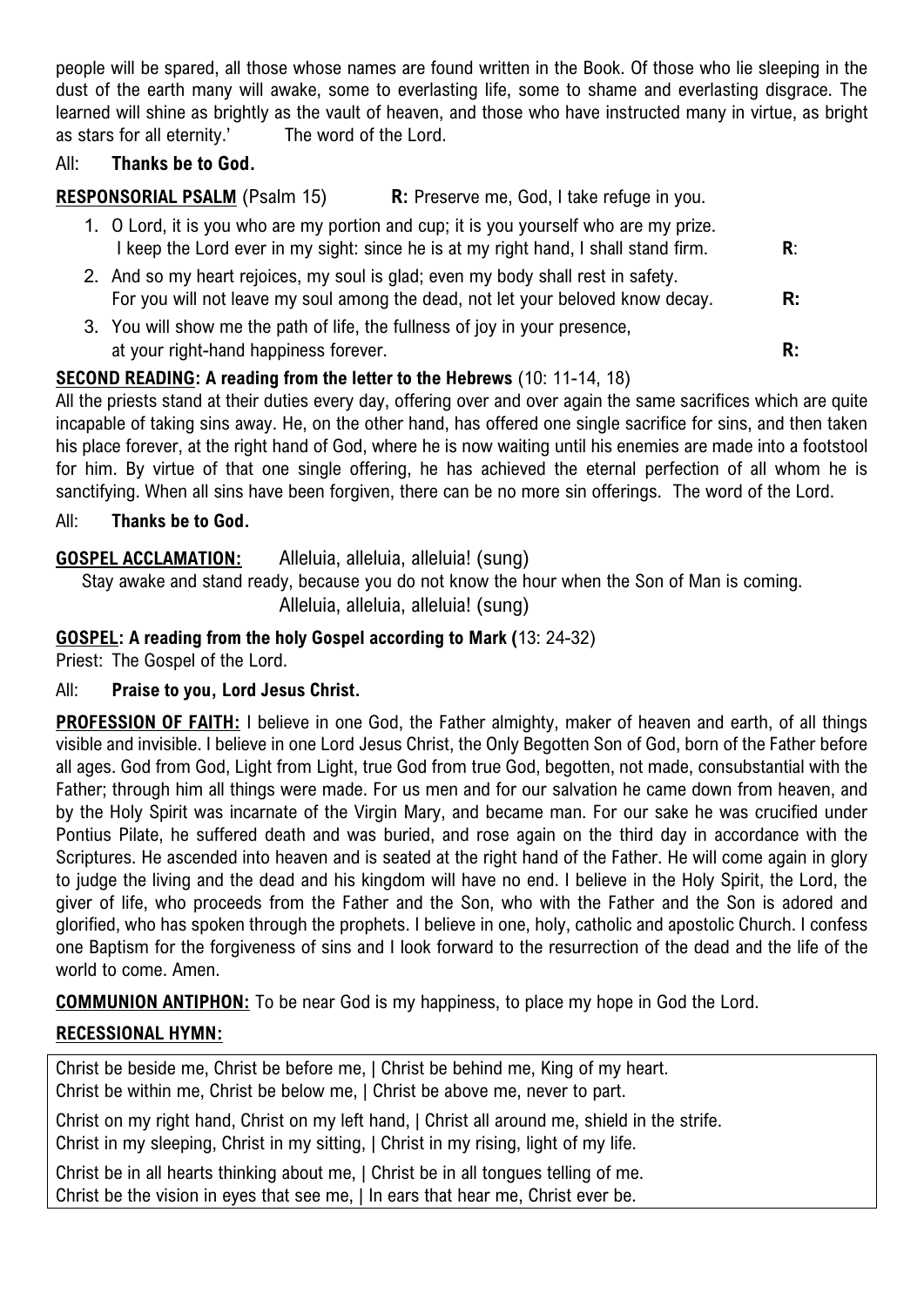people will be spared, all those whose names are found written in the Book. Of those who lie sleeping in the dust of the earth many will awake, some to everlasting life, some to shame and everlasting disgrace. The learned will shine as brightly as the vault of heaven, and those who have instructed many in virtue, as bright as stars for all eternity.' The word of the Lord.

All: **Thanks be to God.**

**RESPONSORIAL PSALM** (Psalm 15) **R:** Preserve me, God, I take refuge in you.

1. O Lord, it is you who are my portion and cup; it is you yourself who are my prize. I keep the Lord ever in my sight: since he is at my right hand, I shall stand firm. **R**:
2. And so my heart rejoices, my soul is glad; even my body shall rest in safety. For you will not leave my soul among the dead, not let your beloved know decay. **R:**
3. You will show me the path of life, the fullness of joy in your presence, at your right-hand happiness forever. **R:**

**SECOND READING: A reading from the letter to the Hebrews** (10: 11-14, 18)

All the priests stand at their duties every day, offering over and over again the same sacrifices which are quite incapable of taking sins away. He, on the other hand, has offered one single sacrifice for sins, and then taken his place forever, at the right hand of God, where he is now waiting until his enemies are made into a footstool for him. By virtue of that one single offering, he has achieved the eternal perfection of all whom he is sanctifying. When all sins have been forgiven, there can be no more sin offerings. The word of the Lord.

All: **Thanks be to God.**

**GOSPEL ACCLAMATION:** Alleluia, alleluia, alleluia! (sung)

Stay awake and stand ready, because you do not know the hour when the Son of Man is coming.

Alleluia, alleluia, alleluia! (sung)

**GOSPEL: A reading from the holy Gospel according to Mark (**13: 24-32)

Priest: The Gospel of the Lord.

All: **Praise to you, Lord Jesus Christ.**

**PROFESSION OF FAITH:** I believe in one God, the Father almighty, maker of heaven and earth, of all things visible and invisible. I believe in one Lord Jesus Christ, the Only Begotten Son of God, born of the Father before all ages. God from God, Light from Light, true God from true God, begotten, not made, consubstantial with the Father; through him all things were made. For us men and for our salvation he came down from heaven, and by the Holy Spirit was incarnate of the Virgin Mary, and became man. For our sake he was crucified under Pontius Pilate, he suffered death and was buried, and rose again on the third day in accordance with the Scriptures. He ascended into heaven and is seated at the right hand of the Father. He will come again in glory to judge the living and the dead and his kingdom will have no end. I believe in the Holy Spirit, the Lord, the giver of life, who proceeds from the Father and the Son, who with the Father and the Son is adored and glorified, who has spoken through the prophets. I believe in one, holy, catholic and apostolic Church. I confess one Baptism for the forgiveness of sins and I look forward to the resurrection of the dead and the life of the world to come. Amen.

**COMMUNION ANTIPHON:** To be near God is my happiness, to place my hope in God the Lord.

**RECESSIONAL HYMN:**

Christ be beside me, Christ be before me, | Christ be behind me, King of my heart.
Christ be within me, Christ be below me, | Christ be above me, never to part.

Christ on my right hand, Christ on my left hand, | Christ all around me, shield in the strife.
Christ in my sleeping, Christ in my sitting, | Christ in my rising, light of my life.

Christ be in all hearts thinking about me, | Christ be in all tongues telling of me.
Christ be the vision in eyes that see me, | In ears that hear me, Christ ever be.